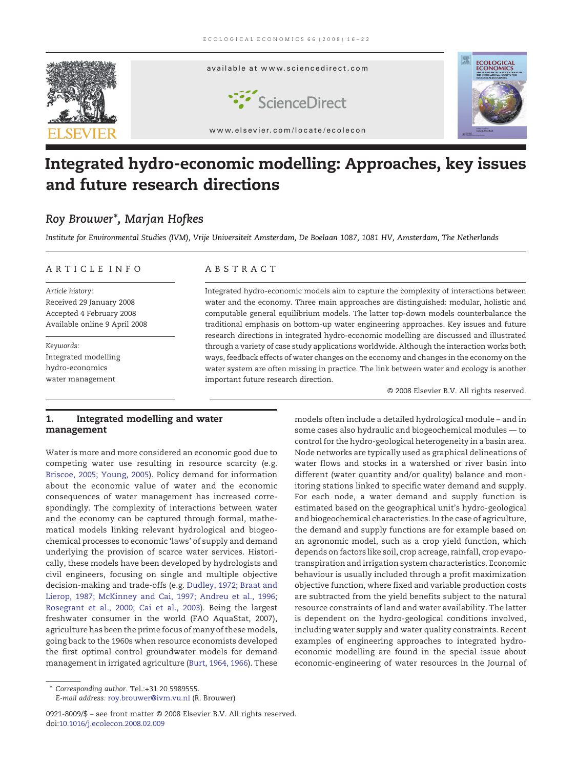# Integrated hydro-economic modelling: Approaches, key issues and future research directions

*Roy Brouwer*\*, *Marjan Hofkes*

*Institute for Environmental Studies (IVM), Vrije Universiteit Amsterdam, De Boelaan 1087, 1081 HV, Amsterdam, The Netherlands*

## ARTICLE INFO

*Article history:*
Received 29 January 2008
Accepted 4 February 2008
Available online 9 April 2008

*Keywords:*
Integrated modelling
hydro-economics
water management

## ABSTRACT

Integrated hydro-economic models aim to capture the complexity of interactions between water and the economy. Three main approaches are distinguished: modular, holistic and computable general equilibrium models. The latter top-down models counterbalance the traditional emphasis on bottom-up water engineering approaches. Key issues and future research directions in integrated hydro-economic modelling are discussed and illustrated through a variety of case study applications worldwide. Although the interaction works both ways, feedback effects of water changes on the economy and changes in the economy on the water system are often missing in practice. The link between water and ecology is another important future research direction.

© 2008 Elsevier B.V. All rights reserved.

## 1. Integrated modelling and water management

Water is more and more considered an economic good due to competing water use resulting in resource scarcity (e.g. Briscoe, 2005; Young, 2005). Policy demand for information about the economic value of water and the economic consequences of water management has increased correspondingly. The complexity of interactions between water and the economy can be captured through formal, mathematical models linking relevant hydrological and biogeochemical processes to economic 'laws' of supply and demand underlying the provision of scarce water services. Historically, these models have been developed by hydrologists and civil engineers, focusing on single and multiple objective decision-making and trade-offs (e.g. Dudley, 1972; Braat and Lierop, 1987; McKinney and Cai, 1997; Andreu et al., 1996; Rosegrant et al., 2000; Cai et al., 2003). Being the largest freshwater consumer in the world (FAO AquaStat, 2007), agriculture has been the prime focus of many of these models, going back to the 1960s when resource economists developed the first optimal control groundwater models for demand management in irrigated agriculture (Burt, 1964, 1966). These models often include a detailed hydrological module – and in some cases also hydraulic and biogeochemical modules — to control for the hydro-geological heterogeneity in a basin area. Node networks are typically used as graphical delineations of water flows and stocks in a watershed or river basin into different (water quantity and/or quality) balance and monitoring stations linked to specific water demand and supply. For each node, a water demand and supply function is estimated based on the geographical unit's hydro-geological and biogeochemical characteristics. In the case of agriculture, the demand and supply functions are for example based on an agronomic model, such as a crop yield function, which depends on factors like soil, crop acreage, rainfall, crop evapotranspiration and irrigation system characteristics. Economic behaviour is usually included through a profit maximization objective function, where fixed and variable production costs are subtracted from the yield benefits subject to the natural resource constraints of land and water availability. The latter is dependent on the hydro-geological conditions involved, including water supply and water quality constraints. Recent examples of engineering approaches to integrated hydro-economic modelling are found in the special issue about economic-engineering of water resources in the Journal of

\* Corresponding author. Tel.:+31 20 5989555.
E-mail address: roy.brouwer@ivm.vu.nl (R. Brouwer)

0921-8009/$ – see front matter © 2008 Elsevier B.V. All rights reserved.
doi:10.1016/j.ecolecon.2008.02.009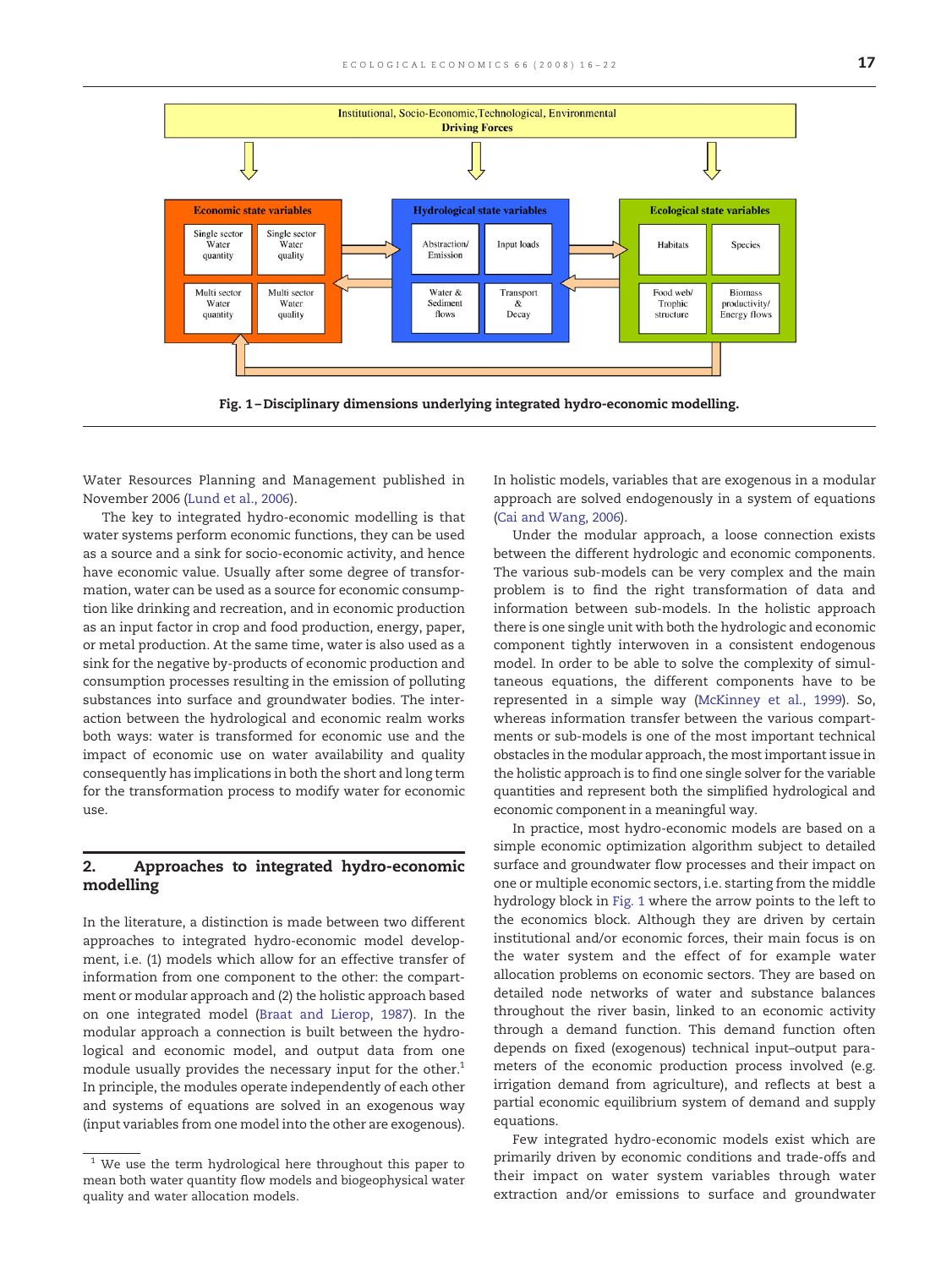Institutional, Socio-Economic, Technological, Environmental
Driving Forces

Economic state variables
Single sector Water quantity
Single sector Water quality
Multi sector Water quantity
Multi sector Water quality

Hydrological state variables
Abstraction/ Emission
Input loads
Water & Sediment flows
Transport & Decay

Ecological state variables
Habitats
Species
Food web/ Trophic structure
Biomass productivity/ Energy flows

**Fig. 1 – Disciplinary dimensions underlying integrated hydro-economic modelling.**

Water Resources Planning and Management published in November 2006 (Lund et al., 2006).

The key to integrated hydro-economic modelling is that water systems perform economic functions, they can be used as a source and a sink for socio-economic activity, and hence have economic value. Usually after some degree of transformation, water can be used as a source for economic consumption like drinking and recreation, and in economic production as an input factor in crop and food production, energy, paper, or metal production. At the same time, water is also used as a sink for the negative by-products of economic production and consumption processes resulting in the emission of polluting substances into surface and groundwater bodies. The interaction between the hydrological and economic realm works both ways: water is transformed for economic use and the impact of economic use on water availability and quality consequently has implications in both the short and long term for the transformation process to modify water for economic use.

## 2. Approaches to integrated hydro-economic modelling

In the literature, a distinction is made between two different approaches to integrated hydro-economic model development, i.e. (1) models which allow for an effective transfer of information from one component to the other: the compartment or modular approach and (2) the holistic approach based on one integrated model (Braat and Lierop, 1987). In the modular approach a connection is built between the hydrological and economic model, and output data from one module usually provides the necessary input for the other.[1] In principle, the modules operate independently of each other and systems of equations are solved in an exogenous way (input variables from one model into the other are exogenous). In holistic models, variables that are exogenous in a modular approach are solved endogenously in a system of equations (Cai and Wang, 2006).

Under the modular approach, a loose connection exists between the different hydrologic and economic components. The various sub-models can be very complex and the main problem is to find the right transformation of data and information between sub-models. In the holistic approach there is one single unit with both the hydrologic and economic component tightly interwoven in a consistent endogenous model. In order to be able to solve the complexity of simultaneous equations, the different components have to be represented in a simple way (McKinney et al., 1999). So, whereas information transfer between the various compartments or sub-models is one of the most important technical obstacles in the modular approach, the most important issue in the holistic approach is to find one single solver for the variable quantities and represent both the simplified hydrological and economic component in a meaningful way.

In practice, most hydro-economic models are based on a simple economic optimization algorithm subject to detailed surface and groundwater flow processes and their impact on one or multiple economic sectors, i.e. starting from the middle hydrology block in Fig. 1 where the arrow points to the left to the economics block. Although they are driven by certain institutional and/or economic forces, their main focus is on the water system and the effect of for example water allocation problems on economic sectors. They are based on detailed node networks of water and substance balances throughout the river basin, linked to an economic activity through a demand function. This demand function often depends on fixed (exogenous) technical input–output parameters of the economic production process involved (e.g. irrigation demand from agriculture), and reflects at best a partial economic equilibrium system of demand and supply equations.

Few integrated hydro-economic models exist which are primarily driven by economic conditions and trade-offs and their impact on water system variables through water extraction and/or emissions to surface and groundwater

[1] We use the term hydrological here throughout this paper to mean both water quantity flow models and biogeophysical water quality and water allocation models.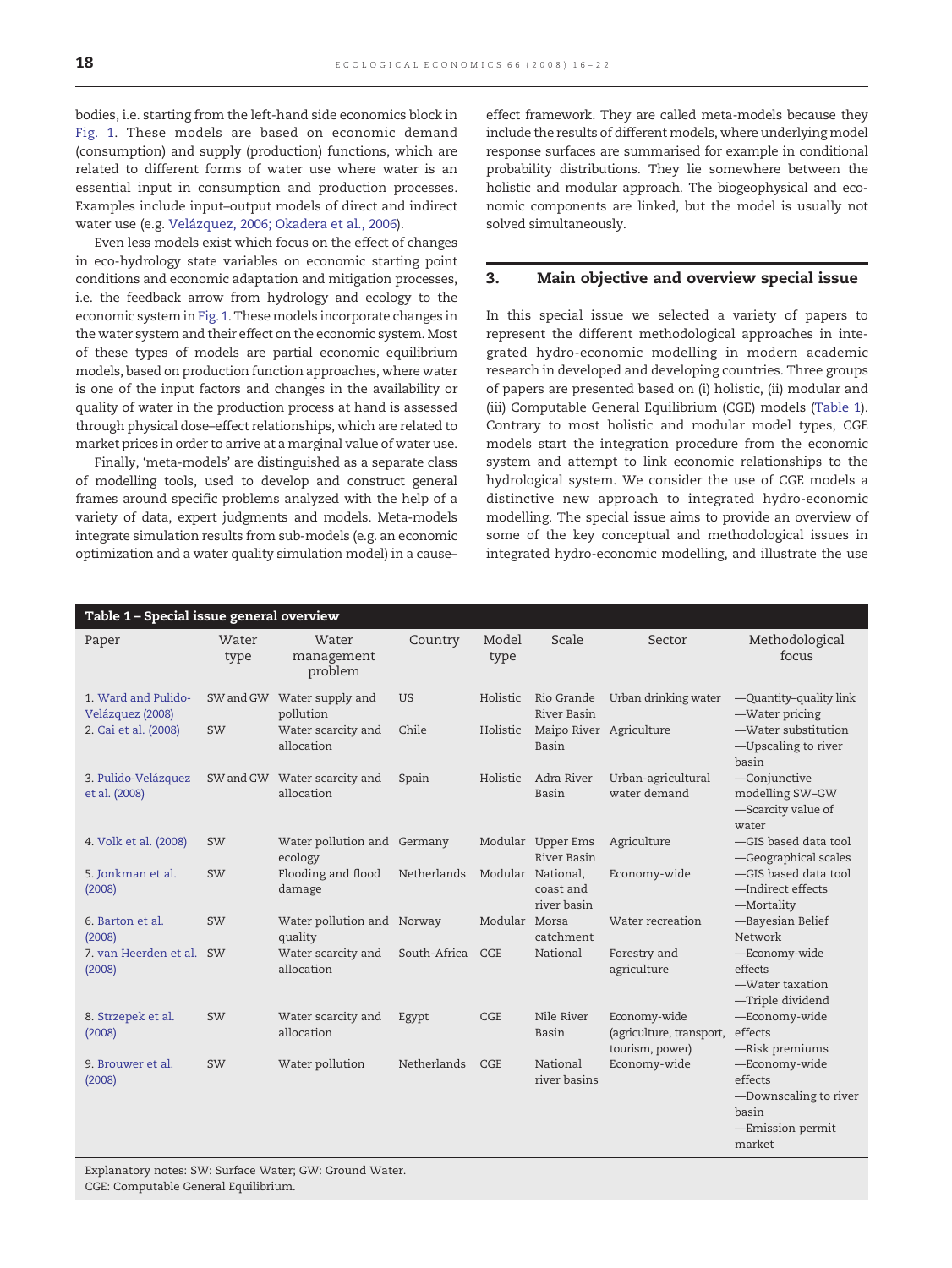bodies, i.e. starting from the left-hand side economics block in Fig. 1. These models are based on economic demand (consumption) and supply (production) functions, which are related to different forms of water use where water is an essential input in consumption and production processes. Examples include input–output models of direct and indirect water use (e.g. Velázquez, 2006; Okadera et al., 2006).

Even less models exist which focus on the effect of changes in eco-hydrology state variables on economic starting point conditions and economic adaptation and mitigation processes, i.e. the feedback arrow from hydrology and ecology to the economic system in Fig. 1. These models incorporate changes in the water system and their effect on the economic system. Most of these types of models are partial economic equilibrium models, based on production function approaches, where water is one of the input factors and changes in the availability or quality of water in the production process at hand is assessed through physical dose–effect relationships, which are related to market prices in order to arrive at a marginal value of water use.

Finally, 'meta-models' are distinguished as a separate class of modelling tools, used to develop and construct general frames around specific problems analyzed with the help of a variety of data, expert judgments and models. Meta-models integrate simulation results from sub-models (e.g. an economic optimization and a water quality simulation model) in a cause–effect framework. They are called meta-models because they include the results of different models, where underlying model response surfaces are summarised for example in conditional probability distributions. They lie somewhere between the holistic and modular approach. The biogeophysical and economic components are linked, but the model is usually not solved simultaneously.

## 3. Main objective and overview special issue

In this special issue we selected a variety of papers to represent the different methodological approaches in integrated hydro-economic modelling in modern academic research in developed and developing countries. Three groups of papers are presented based on (i) holistic, (ii) modular and (iii) Computable General Equilibrium (CGE) models (Table 1). Contrary to most holistic and modular model types, CGE models start the integration procedure from the economic system and attempt to link economic relationships to the hydrological system. We consider the use of CGE models a distinctive new approach to integrated hydro-economic modelling. The special issue aims to provide an overview of some of the key conceptual and methodological issues in integrated hydro-economic modelling, and illustrate the use

**Table 1 – Special issue general overview**

| Paper | Water type | Water management problem | Country | Model type | Scale | Sector | Methodological focus |
|---|---|---|---|---|---|---|---|
| 1. Ward and Pulido-Velázquez (2008) | SW and GW | Water supply and pollution | US | Holistic | Rio Grande River Basin | Urban drinking water | —Quantity–quality link —Water pricing |
| 2. Cai et al. (2008) | SW | Water scarcity and allocation | Chile | Holistic | Maipo River Basin | Agriculture | —Water substitution —Upscaling to river basin |
| 3. Pulido-Velázquez et al. (2008) | SW and GW | Water scarcity and allocation | Spain | Holistic | Adra River Basin | Urban-agricultural water demand | —Conjunctive modelling SW–GW —Scarcity value of water |
| 4. Volk et al. (2008) | SW | Water pollution and ecology | Germany | Modular | Upper Ems River Basin | Agriculture | —GIS based data tool —Geographical scales |
| 5. Jonkman et al. (2008) | SW | Flooding and flood damage | Netherlands | Modular | National, coast and river basin | Economy-wide | —GIS based data tool —Indirect effects —Mortality |
| 6. Barton et al. (2008) | SW | Water pollution and quality | Norway | Modular | Morsa catchment | Water recreation | —Bayesian Belief Network |
| 7. van Heerden et al. (2008) | SW | Water scarcity and allocation | South-Africa | CGE | National | Forestry and agriculture | —Economy-wide effects —Water taxation —Triple dividend |
| 8. Strzepek et al. (2008) | SW | Water scarcity and allocation | Egypt | CGE | Nile River Basin | Economy-wide (agriculture, transport, tourism, power) | —Economy-wide effects —Risk premiums |
| 9. Brouwer et al. (2008) | SW | Water pollution | Netherlands | CGE | National river basins | Economy-wide | —Economy-wide effects —Downscaling to river basin —Emission permit market |

Explanatory notes: SW: Surface Water; GW: Ground Water.
CGE: Computable General Equilibrium.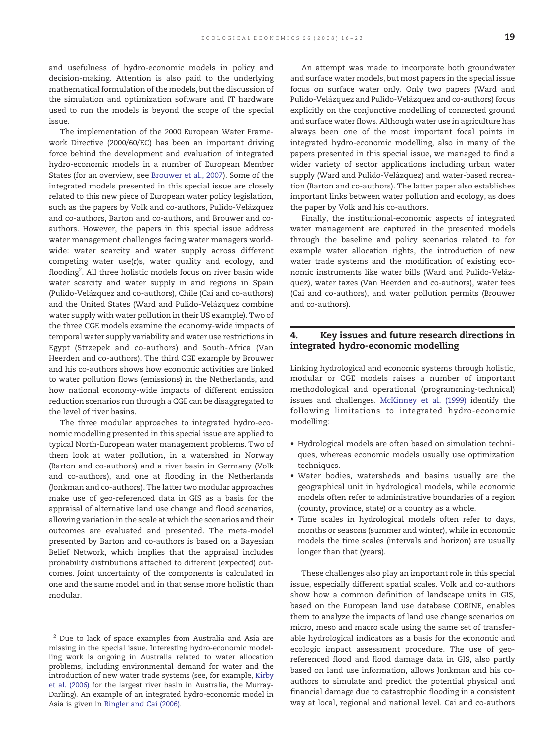and usefulness of hydro-economic models in policy and decision-making. Attention is also paid to the underlying mathematical formulation of the models, but the discussion of the simulation and optimization software and IT hardware used to run the models is beyond the scope of the special issue.

The implementation of the 2000 European Water Framework Directive (2000/60/EC) has been an important driving force behind the development and evaluation of integrated hydro-economic models in a number of European Member States (for an overview, see Brouwer et al., 2007). Some of the integrated models presented in this special issue are closely related to this new piece of European water policy legislation, such as the papers by Volk and co-authors, Pulido-Velázquez and co-authors, Barton and co-authors, and Brouwer and co-authors. However, the papers in this special issue address water management challenges facing water managers worldwide: water scarcity and water supply across different competing water use(r)s, water quality and ecology, and flooding[2]. All three holistic models focus on river basin wide water scarcity and water supply in arid regions in Spain (Pulido-Velázquez and co-authors), Chile (Cai and co-authors) and the United States (Ward and Pulido-Velázquez combine water supply with water pollution in their US example). Two of the three CGE models examine the economy-wide impacts of temporal water supply variability and water use restrictions in Egypt (Strzepek and co-authors) and South-Africa (Van Heerden and co-authors). The third CGE example by Brouwer and his co-authors shows how economic activities are linked to water pollution flows (emissions) in the Netherlands, and how national economy-wide impacts of different emission reduction scenarios run through a CGE can be disaggregated to the level of river basins.

The three modular approaches to integrated hydro-economic modelling presented in this special issue are applied to typical North-European water management problems. Two of them look at water pollution, in a watershed in Norway (Barton and co-authors) and a river basin in Germany (Volk and co-authors), and one at flooding in the Netherlands (Jonkman and co-authors). The latter two modular approaches make use of geo-referenced data in GIS as a basis for the appraisal of alternative land use change and flood scenarios, allowing variation in the scale at which the scenarios and their outcomes are evaluated and presented. The meta-model presented by Barton and co-authors is based on a Bayesian Belief Network, which implies that the appraisal includes probability distributions attached to different (expected) outcomes. Joint uncertainty of the components is calculated in one and the same model and in that sense more holistic than modular.

[2] Due to lack of space examples from Australia and Asia are missing in the special issue. Interesting hydro-economic modelling work is ongoing in Australia related to water allocation problems, including environmental demand for water and the introduction of new water trade systems (see, for example, Kirby et al. (2006) for the largest river basin in Australia, the Murray-Darling). An example of an integrated hydro-economic model in Asia is given in Ringler and Cai (2006).

An attempt was made to incorporate both groundwater and surface water models, but most papers in the special issue focus on surface water only. Only two papers (Ward and Pulido-Velázquez and Pulido-Velázquez and co-authors) focus explicitly on the conjunctive modelling of connected ground and surface water flows. Although water use in agriculture has always been one of the most important focal points in integrated hydro-economic modelling, also in many of the papers presented in this special issue, we managed to find a wider variety of sector applications including urban water supply (Ward and Pulido-Velázquez) and water-based recreation (Barton and co-authors). The latter paper also establishes important links between water pollution and ecology, as does the paper by Volk and his co-authors.

Finally, the institutional-economic aspects of integrated water management are captured in the presented models through the baseline and policy scenarios related to for example water allocation rights, the introduction of new water trade systems and the modification of existing economic instruments like water bills (Ward and Pulido-Velázquez), water taxes (Van Heerden and co-authors), water fees (Cai and co-authors), and water pollution permits (Brouwer and co-authors).

## 4. Key issues and future research directions in integrated hydro-economic modelling

Linking hydrological and economic systems through holistic, modular or CGE models raises a number of important methodological and operational (programming-technical) issues and challenges. McKinney et al. (1999) identify the following limitations to integrated hydro-economic modelling:

- Hydrological models are often based on simulation techniques, whereas economic models usually use optimization techniques.
- Water bodies, watersheds and basins usually are the geographical unit in hydrological models, while economic models often refer to administrative boundaries of a region (county, province, state) or a country as a whole.
- Time scales in hydrological models often refer to days, months or seasons (summer and winter), while in economic models the time scales (intervals and horizon) are usually longer than that (years).

These challenges also play an important role in this special issue, especially different spatial scales. Volk and co-authors show how a common definition of landscape units in GIS, based on the European land use database CORINE, enables them to analyze the impacts of land use change scenarios on micro, meso and macro scale using the same set of transferable hydrological indicators as a basis for the economic and ecologic impact assessment procedure. The use of geo-referenced flood and flood damage data in GIS, also partly based on land use information, allows Jonkman and his co-authors to simulate and predict the potential physical and financial damage due to catastrophic flooding in a consistent way at local, regional and national level. Cai and co-authors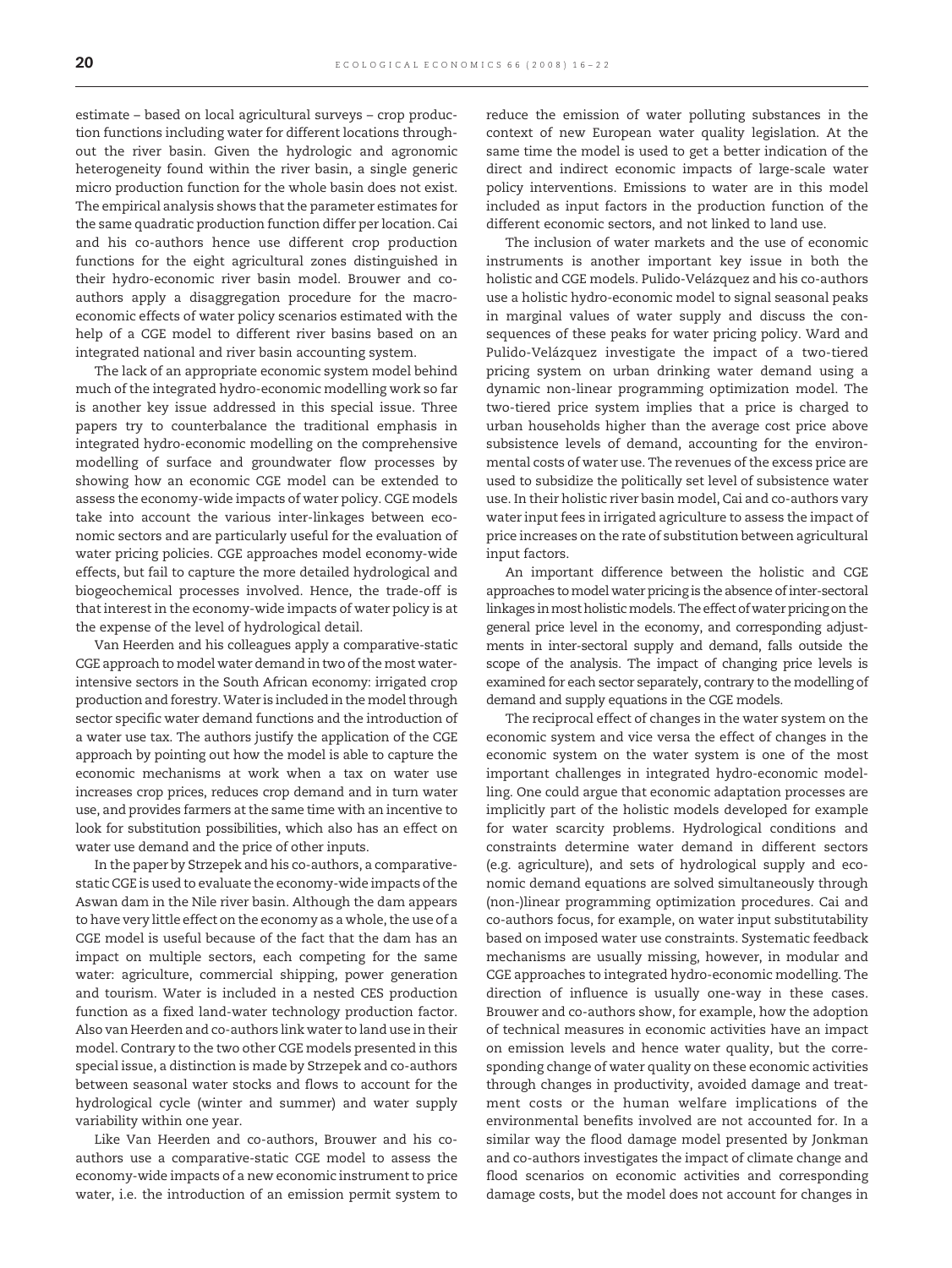estimate – based on local agricultural surveys – crop production functions including water for different locations throughout the river basin. Given the hydrologic and agronomic heterogeneity found within the river basin, a single generic micro production function for the whole basin does not exist. The empirical analysis shows that the parameter estimates for the same quadratic production function differ per location. Cai and his co-authors hence use different crop production functions for the eight agricultural zones distinguished in their hydro-economic river basin model. Brouwer and co-authors apply a disaggregation procedure for the macro-economic effects of water policy scenarios estimated with the help of a CGE model to different river basins based on an integrated national and river basin accounting system.

The lack of an appropriate economic system model behind much of the integrated hydro-economic modelling work so far is another key issue addressed in this special issue. Three papers try to counterbalance the traditional emphasis in integrated hydro-economic modelling on the comprehensive modelling of surface and groundwater flow processes by showing how an economic CGE model can be extended to assess the economy-wide impacts of water policy. CGE models take into account the various inter-linkages between economic sectors and are particularly useful for the evaluation of water pricing policies. CGE approaches model economy-wide effects, but fail to capture the more detailed hydrological and biogeochemical processes involved. Hence, the trade-off is that interest in the economy-wide impacts of water policy is at the expense of the level of hydrological detail.

Van Heerden and his colleagues apply a comparative-static CGE approach to model water demand in two of the most water-intensive sectors in the South African economy: irrigated crop production and forestry. Water is included in the model through sector specific water demand functions and the introduction of a water use tax. The authors justify the application of the CGE approach by pointing out how the model is able to capture the economic mechanisms at work when a tax on water use increases crop prices, reduces crop demand and in turn water use, and provides farmers at the same time with an incentive to look for substitution possibilities, which also has an effect on water use demand and the price of other inputs.

In the paper by Strzepek and his co-authors, a comparative-static CGE is used to evaluate the economy-wide impacts of the Aswan dam in the Nile river basin. Although the dam appears to have very little effect on the economy as a whole, the use of a CGE model is useful because of the fact that the dam has an impact on multiple sectors, each competing for the same water: agriculture, commercial shipping, power generation and tourism. Water is included in a nested CES production function as a fixed land-water technology production factor. Also van Heerden and co-authors link water to land use in their model. Contrary to the two other CGE models presented in this special issue, a distinction is made by Strzepek and co-authors between seasonal water stocks and flows to account for the hydrological cycle (winter and summer) and water supply variability within one year.

Like Van Heerden and co-authors, Brouwer and his co-authors use a comparative-static CGE model to assess the economy-wide impacts of a new economic instrument to price water, i.e. the introduction of an emission permit system to reduce the emission of water polluting substances in the context of new European water quality legislation. At the same time the model is used to get a better indication of the direct and indirect economic impacts of large-scale water policy interventions. Emissions to water are in this model included as input factors in the production function of the different economic sectors, and not linked to land use.

The inclusion of water markets and the use of economic instruments is another important key issue in both the holistic and CGE models. Pulido-Velázquez and his co-authors use a holistic hydro-economic model to signal seasonal peaks in marginal values of water supply and discuss the consequences of these peaks for water pricing policy. Ward and Pulido-Velázquez investigate the impact of a two-tiered pricing system on urban drinking water demand using a dynamic non-linear programming optimization model. The two-tiered price system implies that a price is charged to urban households higher than the average cost price above subsistence levels of demand, accounting for the environmental costs of water use. The revenues of the excess price are used to subsidize the politically set level of subsistence water use. In their holistic river basin model, Cai and co-authors vary water input fees in irrigated agriculture to assess the impact of price increases on the rate of substitution between agricultural input factors.

An important difference between the holistic and CGE approaches to model water pricing is the absence of inter-sectoral linkages in most holistic models. The effect of water pricing on the general price level in the economy, and corresponding adjustments in inter-sectoral supply and demand, falls outside the scope of the analysis. The impact of changing price levels is examined for each sector separately, contrary to the modelling of demand and supply equations in the CGE models.

The reciprocal effect of changes in the water system on the economic system and vice versa the effect of changes in the economic system on the water system is one of the most important challenges in integrated hydro-economic modelling. One could argue that economic adaptation processes are implicitly part of the holistic models developed for example for water scarcity problems. Hydrological conditions and constraints determine water demand in different sectors (e.g. agriculture), and sets of hydrological supply and economic demand equations are solved simultaneously through (non-)linear programming optimization procedures. Cai and co-authors focus, for example, on water input substitutability based on imposed water use constraints. Systematic feedback mechanisms are usually missing, however, in modular and CGE approaches to integrated hydro-economic modelling. The direction of influence is usually one-way in these cases. Brouwer and co-authors show, for example, how the adoption of technical measures in economic activities have an impact on emission levels and hence water quality, but the corresponding change of water quality on these economic activities through changes in productivity, avoided damage and treatment costs or the human welfare implications of the environmental benefits involved are not accounted for. In a similar way the flood damage model presented by Jonkman and co-authors investigates the impact of climate change and flood scenarios on economic activities and corresponding damage costs, but the model does not account for changes in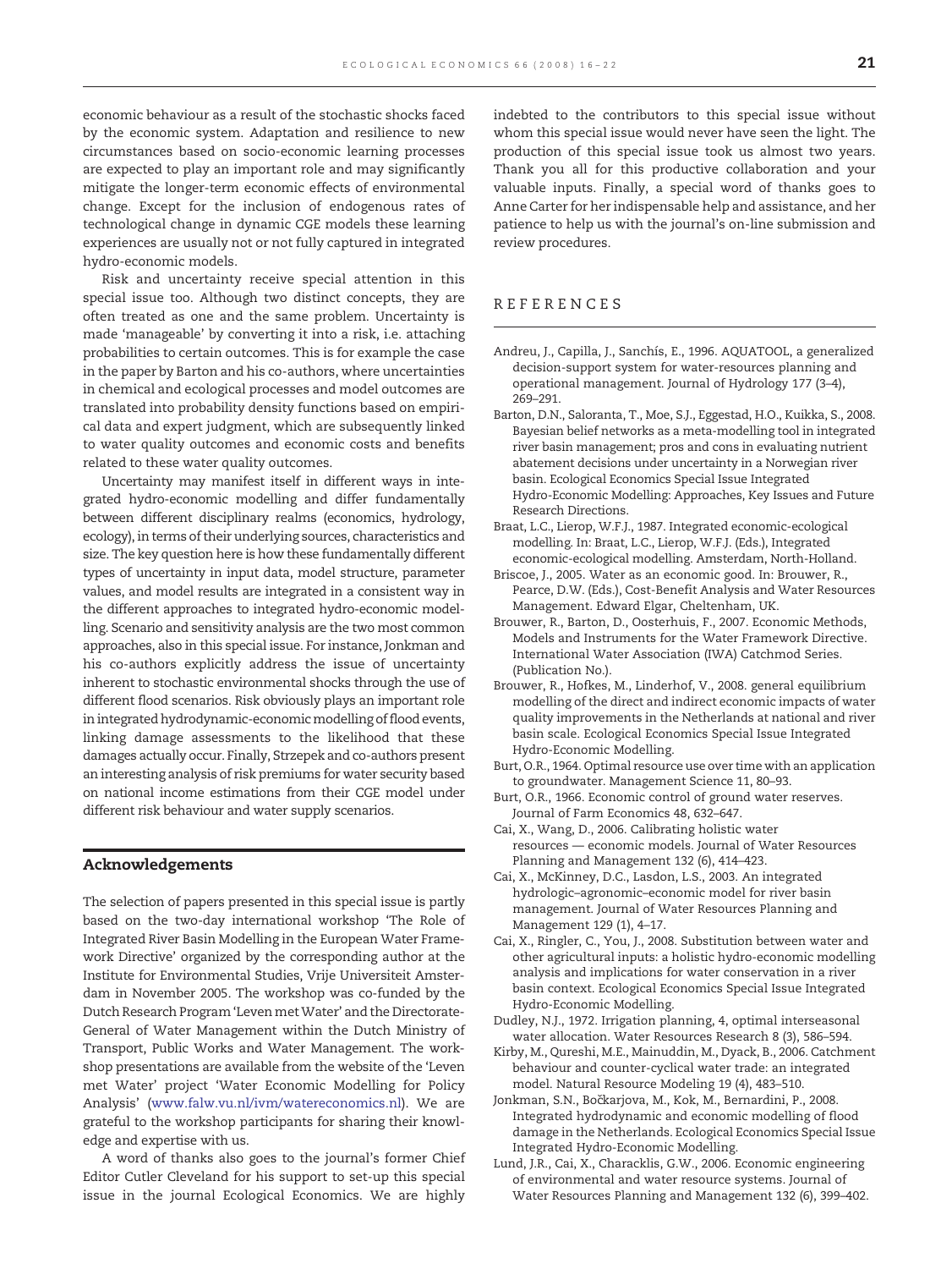economic behaviour as a result of the stochastic shocks faced by the economic system. Adaptation and resilience to new circumstances based on socio-economic learning processes are expected to play an important role and may significantly mitigate the longer-term economic effects of environmental change. Except for the inclusion of endogenous rates of technological change in dynamic CGE models these learning experiences are usually not or not fully captured in integrated hydro-economic models.

Risk and uncertainty receive special attention in this special issue too. Although two distinct concepts, they are often treated as one and the same problem. Uncertainty is made 'manageable' by converting it into a risk, i.e. attaching probabilities to certain outcomes. This is for example the case in the paper by Barton and his co-authors, where uncertainties in chemical and ecological processes and model outcomes are translated into probability density functions based on empirical data and expert judgment, which are subsequently linked to water quality outcomes and economic costs and benefits related to these water quality outcomes.

Uncertainty may manifest itself in different ways in integrated hydro-economic modelling and differ fundamentally between different disciplinary realms (economics, hydrology, ecology), in terms of their underlying sources, characteristics and size. The key question here is how these fundamentally different types of uncertainty in input data, model structure, parameter values, and model results are integrated in a consistent way in the different approaches to integrated hydro-economic modelling. Scenario and sensitivity analysis are the two most common approaches, also in this special issue. For instance, Jonkman and his co-authors explicitly address the issue of uncertainty inherent to stochastic environmental shocks through the use of different flood scenarios. Risk obviously plays an important role in integrated hydrodynamic-economic modelling of flood events, linking damage assessments to the likelihood that these damages actually occur. Finally, Strzepek and co-authors present an interesting analysis of risk premiums for water security based on national income estimations from their CGE model under different risk behaviour and water supply scenarios.

## Acknowledgements

The selection of papers presented in this special issue is partly based on the two-day international workshop 'The Role of Integrated River Basin Modelling in the European Water Framework Directive' organized by the corresponding author at the Institute for Environmental Studies, Vrije Universiteit Amsterdam in November 2005. The workshop was co-funded by the Dutch Research Program 'Leven met Water' and the Directorate-General of Water Management within the Dutch Ministry of Transport, Public Works and Water Management. The workshop presentations are available from the website of the 'Leven met Water' project 'Water Economic Modelling for Policy Analysis' (www.falw.vu.nl/ivm/watereconomics.nl). We are grateful to the workshop participants for sharing their knowledge and expertise with us.

A word of thanks also goes to the journal's former Chief Editor Cutler Cleveland for his support to set-up this special issue in the journal Ecological Economics. We are highly indebted to the contributors to this special issue without whom this special issue would never have seen the light. The production of this special issue took us almost two years. Thank you all for this productive collaboration and your valuable inputs. Finally, a special word of thanks goes to Anne Carter for her indispensable help and assistance, and her patience to help us with the journal's on-line submission and review procedures.

## REFERENCES

Andreu, J., Capilla, J., Sanchís, E., 1996. AQUATOOL, a generalized decision-support system for water-resources planning and operational management. Journal of Hydrology 177 (3–4), 269–291.

Barton, D.N., Saloranta, T., Moe, S.J., Eggestad, H.O., Kuikka, S., 2008. Bayesian belief networks as a meta-modelling tool in integrated river basin management; pros and cons in evaluating nutrient abatement decisions under uncertainty in a Norwegian river basin. Ecological Economics Special Issue Integrated Hydro-Economic Modelling: Approaches, Key Issues and Future Research Directions.

Braat, L.C., Lierop, W.F.J., 1987. Integrated economic-ecological modelling. In: Braat, L.C., Lierop, W.F.J. (Eds.), Integrated economic-ecological modelling. Amsterdam, North-Holland.

Briscoe, J., 2005. Water as an economic good. In: Brouwer, R., Pearce, D.W. (Eds.), Cost-Benefit Analysis and Water Resources Management. Edward Elgar, Cheltenham, UK.

Brouwer, R., Barton, D., Oosterhuis, F., 2007. Economic Methods, Models and Instruments for the Water Framework Directive. International Water Association (IWA) Catchmod Series. (Publication No.).

Brouwer, R., Hofkes, M., Linderhof, V., 2008. general equilibrium modelling of the direct and indirect economic impacts of water quality improvements in the Netherlands at national and river basin scale. Ecological Economics Special Issue Integrated Hydro-Economic Modelling.

Burt, O.R., 1964. Optimal resource use over time with an application to groundwater. Management Science 11, 80–93.

Burt, O.R., 1966. Economic control of ground water reserves. Journal of Farm Economics 48, 632–647.

Cai, X., Wang, D., 2006. Calibrating holistic water resources — economic models. Journal of Water Resources Planning and Management 132 (6), 414–423.

Cai, X., McKinney, D.C., Lasdon, L.S., 2003. An integrated hydrologic–agronomic–economic model for river basin management. Journal of Water Resources Planning and Management 129 (1), 4–17.

Cai, X., Ringler, C., You, J., 2008. Substitution between water and other agricultural inputs: a holistic hydro-economic modelling analysis and implications for water conservation in a river basin context. Ecological Economics Special Issue Integrated Hydro-Economic Modelling.

Dudley, N.J., 1972. Irrigation planning, 4, optimal interseasonal water allocation. Water Resources Research 8 (3), 586–594.

Kirby, M., Qureshi, M.E., Mainuddin, M., Dyack, B., 2006. Catchment behaviour and counter-cyclical water trade: an integrated model. Natural Resource Modeling 19 (4), 483–510.

Jonkman, S.N., Bočkarjova, M., Kok, M., Bernardini, P., 2008. Integrated hydrodynamic and economic modelling of flood damage in the Netherlands. Ecological Economics Special Issue Integrated Hydro-Economic Modelling.

Lund, J.R., Cai, X., Characklis, G.W., 2006. Economic engineering of environmental and water resource systems. Journal of Water Resources Planning and Management 132 (6), 399–402.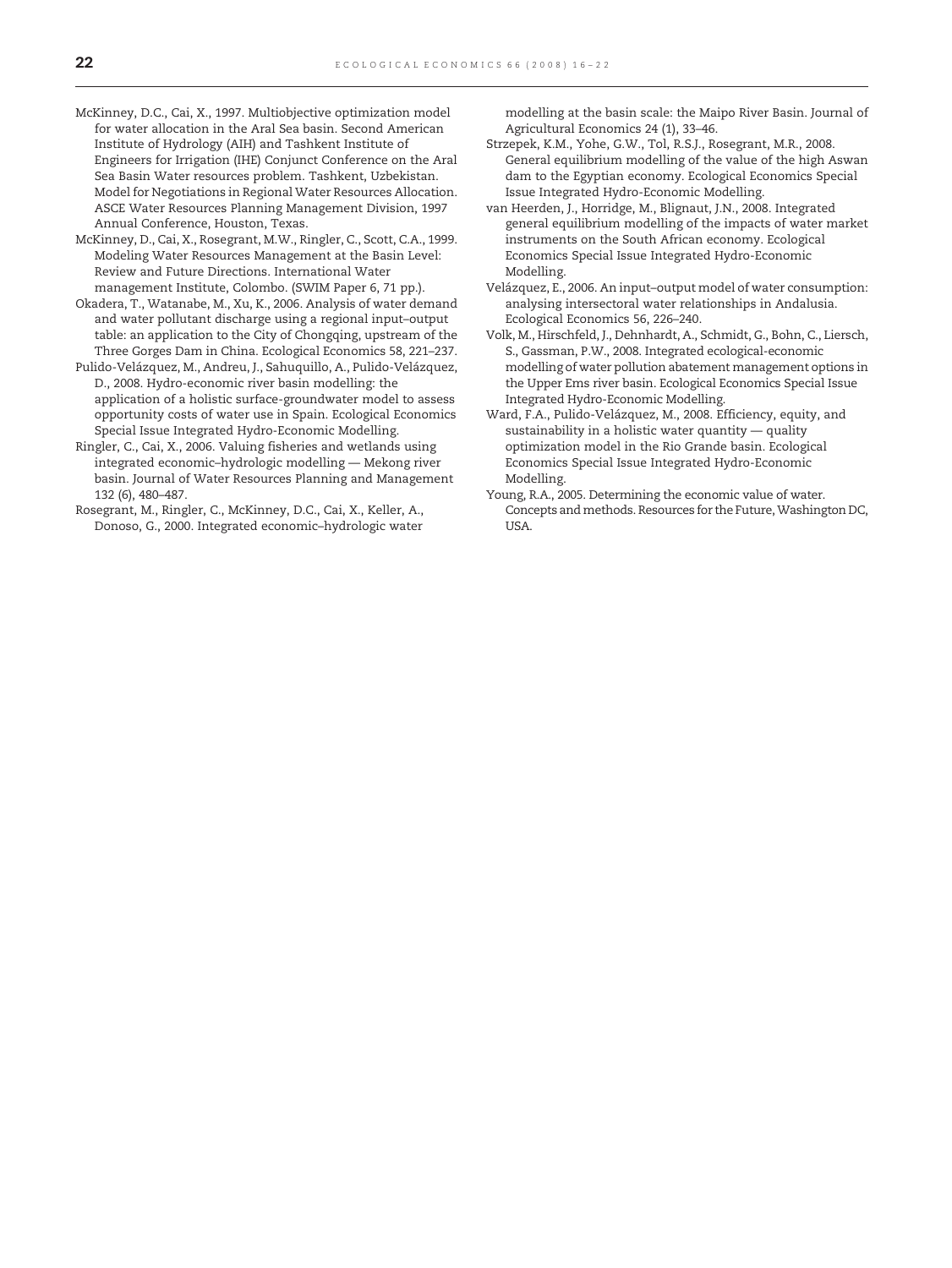McKinney, D.C., Cai, X., 1997. Multiobjective optimization model for water allocation in the Aral Sea basin. Second American Institute of Hydrology (AIH) and Tashkent Institute of Engineers for Irrigation (IHE) Conjunct Conference on the Aral Sea Basin Water resources problem. Tashkent, Uzbekistan. Model for Negotiations in Regional Water Resources Allocation. ASCE Water Resources Planning Management Division, 1997 Annual Conference, Houston, Texas.

McKinney, D., Cai, X., Rosegrant, M.W., Ringler, C., Scott, C.A., 1999. Modeling Water Resources Management at the Basin Level: Review and Future Directions. International Water management Institute, Colombo. (SWIM Paper 6, 71 pp.).

Okadera, T., Watanabe, M., Xu, K., 2006. Analysis of water demand and water pollutant discharge using a regional input–output table: an application to the City of Chongqing, upstream of the Three Gorges Dam in China. Ecological Economics 58, 221–237.

Pulido-Velázquez, M., Andreu, J., Sahuquillo, A., Pulido-Velázquez, D., 2008. Hydro-economic river basin modelling: the application of a holistic surface-groundwater model to assess opportunity costs of water use in Spain. Ecological Economics Special Issue Integrated Hydro-Economic Modelling.

Ringler, C., Cai, X., 2006. Valuing fisheries and wetlands using integrated economic–hydrologic modelling — Mekong river basin. Journal of Water Resources Planning and Management 132 (6), 480–487.

Rosegrant, M., Ringler, C., McKinney, D.C., Cai, X., Keller, A., Donoso, G., 2000. Integrated economic–hydrologic water modelling at the basin scale: the Maipo River Basin. Journal of Agricultural Economics 24 (1), 33–46.

Strzepek, K.M., Yohe, G.W., Tol, R.S.J., Rosegrant, M.R., 2008. General equilibrium modelling of the value of the high Aswan dam to the Egyptian economy. Ecological Economics Special Issue Integrated Hydro-Economic Modelling.

van Heerden, J., Horridge, M., Blignaut, J.N., 2008. Integrated general equilibrium modelling of the impacts of water market instruments on the South African economy. Ecological Economics Special Issue Integrated Hydro-Economic Modelling.

Velázquez, E., 2006. An input–output model of water consumption: analysing intersectoral water relationships in Andalusia. Ecological Economics 56, 226–240.

Volk, M., Hirschfeld, J., Dehnhardt, A., Schmidt, G., Bohn, C., Liersch, S., Gassman, P.W., 2008. Integrated ecological-economic modelling of water pollution abatement management options in the Upper Ems river basin. Ecological Economics Special Issue Integrated Hydro-Economic Modelling.

Ward, F.A., Pulido-Velázquez, M., 2008. Efficiency, equity, and sustainability in a holistic water quantity — quality optimization model in the Rio Grande basin. Ecological Economics Special Issue Integrated Hydro-Economic Modelling.

Young, R.A., 2005. Determining the economic value of water. Concepts and methods. Resources for the Future, Washington DC, USA.